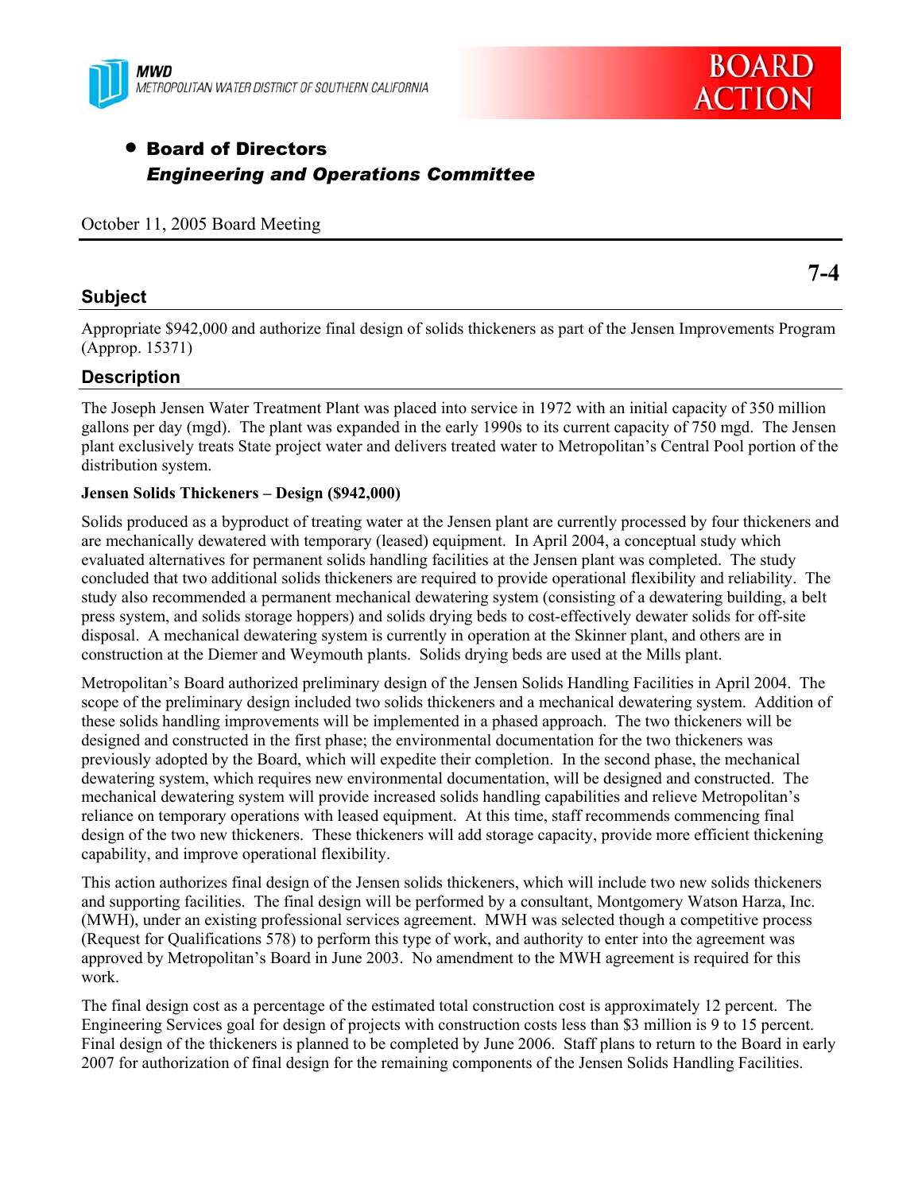MWD
METROPOLITAN WATER DISTRICT OF SOUTHERN CALIFORNIA

BOARD ACTION

- **Board of Directors**
  ***Engineering and Operations Committee***

October 11, 2005 Board Meeting

**7-4**

## Subject

Appropriate $942,000 and authorize final design of solids thickeners as part of the Jensen Improvements Program (Approp. 15371)

## Description

The Joseph Jensen Water Treatment Plant was placed into service in 1972 with an initial capacity of 350 million gallons per day (mgd). The plant was expanded in the early 1990s to its current capacity of 750 mgd. The Jensen plant exclusively treats State project water and delivers treated water to Metropolitan's Central Pool portion of the distribution system.

**Jensen Solids Thickeners – Design ($942,000)**

Solids produced as a byproduct of treating water at the Jensen plant are currently processed by four thickeners and are mechanically dewatered with temporary (leased) equipment. In April 2004, a conceptual study which evaluated alternatives for permanent solids handling facilities at the Jensen plant was completed. The study concluded that two additional solids thickeners are required to provide operational flexibility and reliability. The study also recommended a permanent mechanical dewatering system (consisting of a dewatering building, a belt press system, and solids storage hoppers) and solids drying beds to cost-effectively dewater solids for off-site disposal. A mechanical dewatering system is currently in operation at the Skinner plant, and others are in construction at the Diemer and Weymouth plants. Solids drying beds are used at the Mills plant.

Metropolitan's Board authorized preliminary design of the Jensen Solids Handling Facilities in April 2004. The scope of the preliminary design included two solids thickeners and a mechanical dewatering system. Addition of these solids handling improvements will be implemented in a phased approach. The two thickeners will be designed and constructed in the first phase; the environmental documentation for the two thickeners was previously adopted by the Board, which will expedite their completion. In the second phase, the mechanical dewatering system, which requires new environmental documentation, will be designed and constructed. The mechanical dewatering system will provide increased solids handling capabilities and relieve Metropolitan's reliance on temporary operations with leased equipment. At this time, staff recommends commencing final design of the two new thickeners. These thickeners will add storage capacity, provide more efficient thickening capability, and improve operational flexibility.

This action authorizes final design of the Jensen solids thickeners, which will include two new solids thickeners and supporting facilities. The final design will be performed by a consultant, Montgomery Watson Harza, Inc. (MWH), under an existing professional services agreement. MWH was selected though a competitive process (Request for Qualifications 578) to perform this type of work, and authority to enter into the agreement was approved by Metropolitan's Board in June 2003. No amendment to the MWH agreement is required for this work.

The final design cost as a percentage of the estimated total construction cost is approximately 12 percent. The Engineering Services goal for design of projects with construction costs less than $3 million is 9 to 15 percent. Final design of the thickeners is planned to be completed by June 2006. Staff plans to return to the Board in early 2007 for authorization of final design for the remaining components of the Jensen Solids Handling Facilities.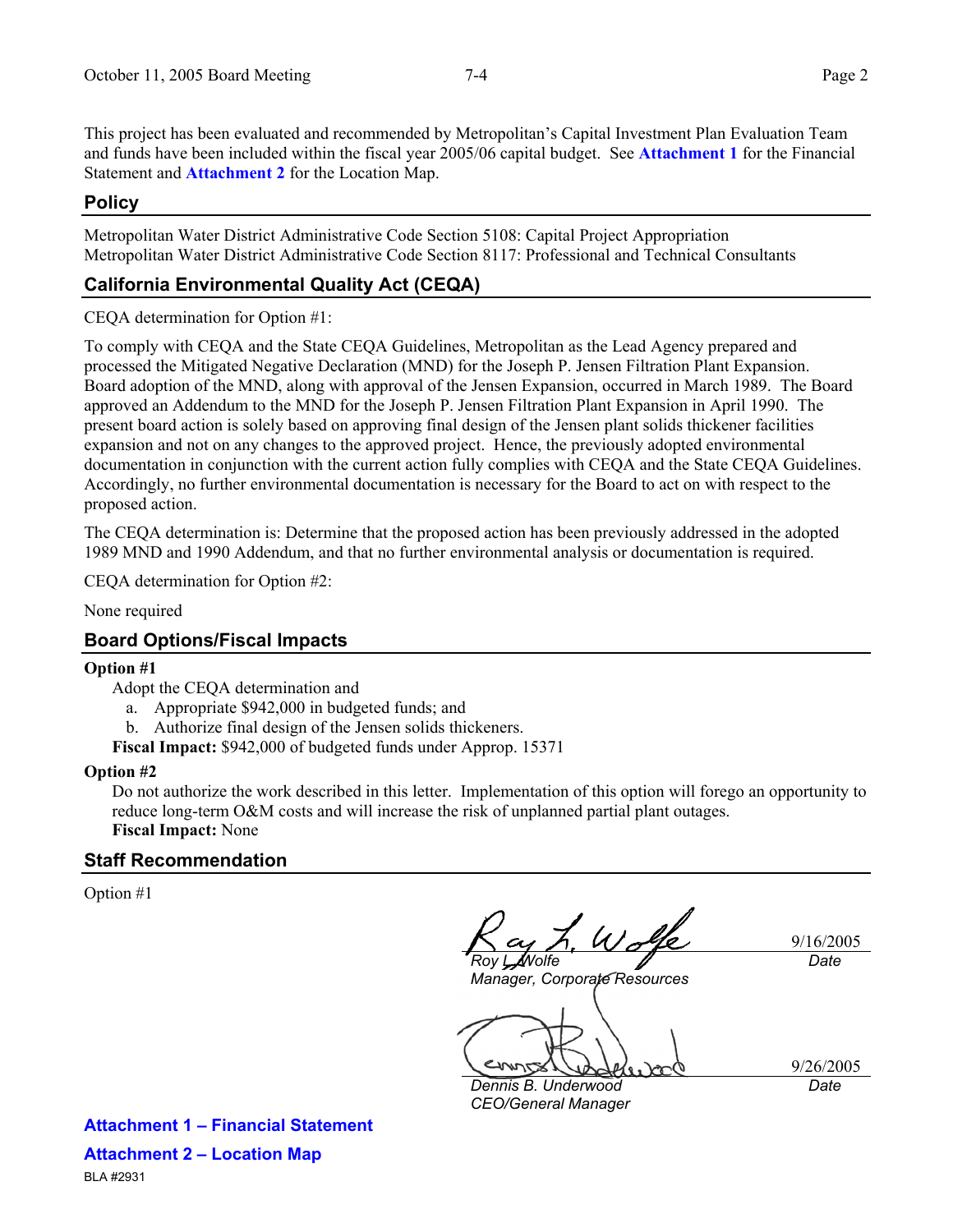This project has been evaluated and recommended by Metropolitan's Capital Investment Plan Evaluation Team and funds have been included within the fiscal year 2005/06 capital budget. See **Attachment 1** for the Financial Statement and **Attachment 2** for the Location Map.

## Policy

Metropolitan Water District Administrative Code Section 5108: Capital Project Appropriation
Metropolitan Water District Administrative Code Section 8117: Professional and Technical Consultants

## California Environmental Quality Act (CEQA)

CEQA determination for Option #1:

To comply with CEQA and the State CEQA Guidelines, Metropolitan as the Lead Agency prepared and processed the Mitigated Negative Declaration (MND) for the Joseph P. Jensen Filtration Plant Expansion. Board adoption of the MND, along with approval of the Jensen Expansion, occurred in March 1989. The Board approved an Addendum to the MND for the Joseph P. Jensen Filtration Plant Expansion in April 1990. The present board action is solely based on approving final design of the Jensen plant solids thickener facilities expansion and not on any changes to the approved project. Hence, the previously adopted environmental documentation in conjunction with the current action fully complies with CEQA and the State CEQA Guidelines. Accordingly, no further environmental documentation is necessary for the Board to act on with respect to the proposed action.

The CEQA determination is: Determine that the proposed action has been previously addressed in the adopted 1989 MND and 1990 Addendum, and that no further environmental analysis or documentation is required.

CEQA determination for Option #2:

None required

## Board Options/Fiscal Impacts

**Option #1**

Adopt the CEQA determination and

a. Appropriate $942,000 in budgeted funds; and
b. Authorize final design of the Jensen solids thickeners.

**Fiscal Impact:** $942,000 of budgeted funds under Approp. 15371

**Option #2**

Do not authorize the work described in this letter. Implementation of this option will forego an opportunity to reduce long-term O&M costs and will increase the risk of unplanned partial plant outages.

**Fiscal Impact:** None

## Staff Recommendation

Option #1

*Roy L. Wolfe*
*Manager, Corporate Resources*
9/16/2005
*Date*

*Dennis B. Underwood*
*CEO/General Manager*
9/26/2005
*Date*

**Attachment 1 – Financial Statement**

**Attachment 2 – Location Map**

BLA #2931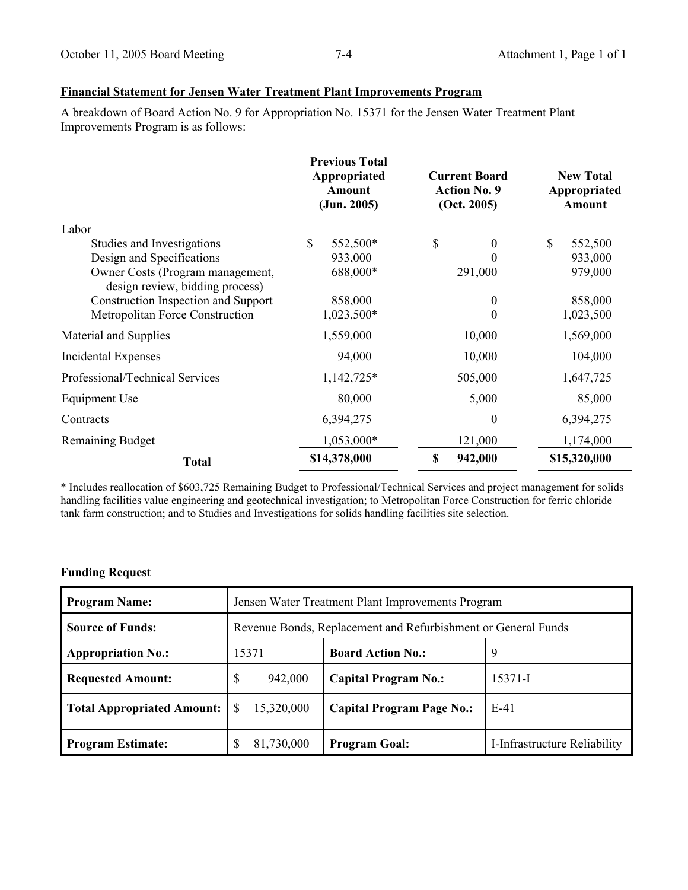**Financial Statement for Jensen Water Treatment Plant Improvements Program**

A breakdown of Board Action No. 9 for Appropriation No. 15371 for the Jensen Water Treatment Plant Improvements Program is as follows:

| | Previous Total Appropriated Amount (Jun. 2005) | Current Board Action No. 9 (Oct. 2005) | New Total Appropriated Amount |
|---|---|---|---|
| Labor | | | |
| Studies and Investigations | $ 552,500* | $ 0 | $ 552,500 |
| Design and Specifications | 933,000 | 0 | 933,000 |
| Owner Costs (Program management, design review, bidding process) | 688,000* | 291,000 | 979,000 |
| Construction Inspection and Support | 858,000 | 0 | 858,000 |
| Metropolitan Force Construction | 1,023,500* | 0 | 1,023,500 |
| Material and Supplies | 1,559,000 | 10,000 | 1,569,000 |
| Incidental Expenses | 94,000 | 10,000 | 104,000 |
| Professional/Technical Services | 1,142,725* | 505,000 | 1,647,725 |
| Equipment Use | 80,000 | 5,000 | 85,000 |
| Contracts | 6,394,275 | 0 | 6,394,275 |
| Remaining Budget | 1,053,000* | 121,000 | 1,174,000 |
| **Total** | **$14,378,000** | **$ 942,000** | **$15,320,000** |

* Includes reallocation of $603,725 Remaining Budget to Professional/Technical Services and project management for solids handling facilities value engineering and geotechnical investigation; to Metropolitan Force Construction for ferric chloride tank farm construction; and to Studies and Investigations for solids handling facilities site selection.

**Funding Request**

| | | | |
|---|---|---|---|
| **Program Name:** | Jensen Water Treatment Plant Improvements Program | | |
| **Source of Funds:** | Revenue Bonds, Replacement and Refurbishment or General Funds | | |
| **Appropriation No.:** | 15371 | **Board Action No.:** | 9 |
| **Requested Amount:** | $ 942,000 | **Capital Program No.:** | 15371-I |
| **Total Appropriated Amount:** | $ 15,320,000 | **Capital Program Page No.:** | E-41 |
| **Program Estimate:** | $ 81,730,000 | **Program Goal:** | I-Infrastructure Reliability |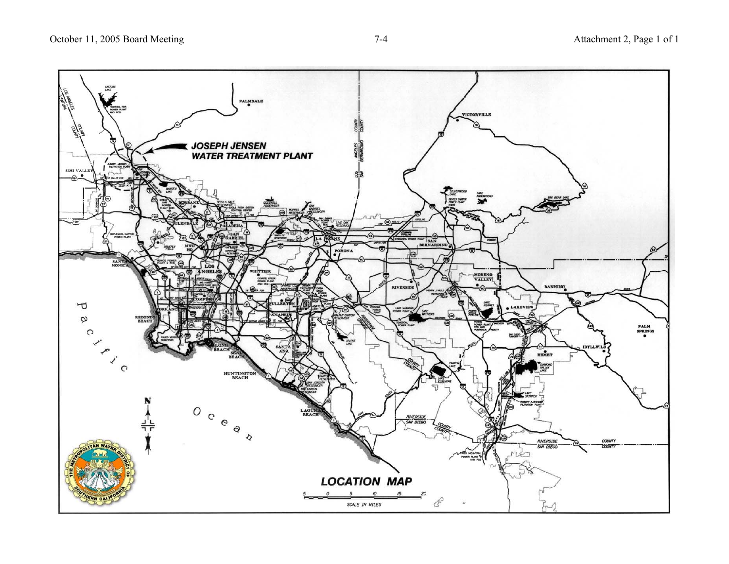JOSEPH JENSEN WATER TREATMENT PLANT

LOCATION MAP

5 0 5 10 15 20

SCALE IN MILES